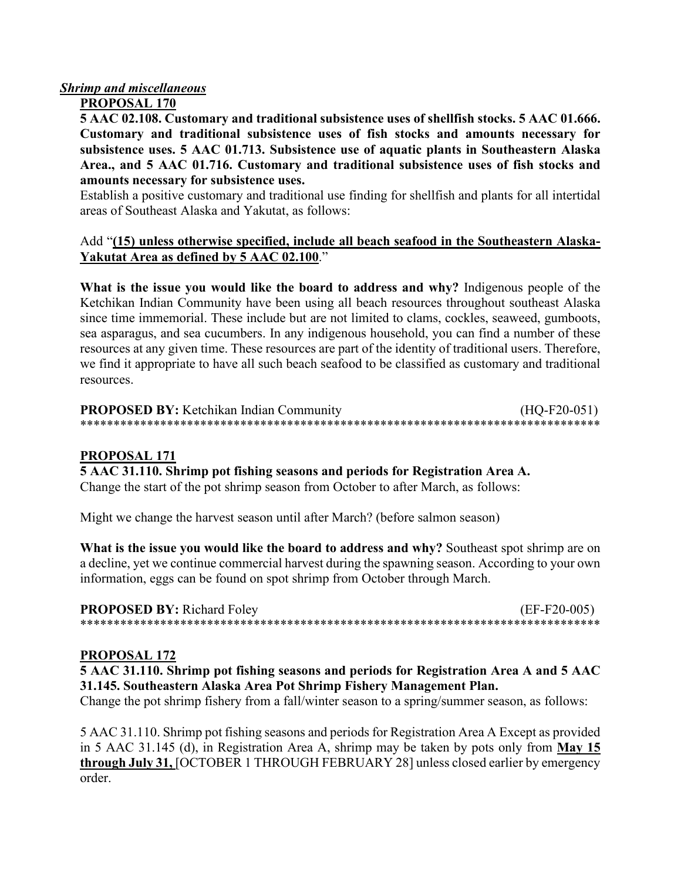***Shrimp and miscellaneous***

**PROPOSAL 170**

**5 AAC 02.108. Customary and traditional subsistence uses of shellfish stocks. 5 AAC 01.666. Customary and traditional subsistence uses of fish stocks and amounts necessary for subsistence uses. 5 AAC 01.713. Subsistence use of aquatic plants in Southeastern Alaska Area., and 5 AAC 01.716. Customary and traditional subsistence uses of fish stocks and amounts necessary for subsistence uses.**

Establish a positive customary and traditional use finding for shellfish and plants for all intertidal areas of Southeast Alaska and Yakutat, as follows:

Add "**<u>(15) unless otherwise specified, include all beach seafood in the Southeastern Alaska-Yakutat Area as defined by 5 AAC 02.100</u>**."

**What is the issue you would like the board to address and why?** Indigenous people of the Ketchikan Indian Community have been using all beach resources throughout southeast Alaska since time immemorial. These include but are not limited to clams, cockles, seaweed, gumboots, sea asparagus, and sea cucumbers. In any indigenous household, you can find a number of these resources at any given time. These resources are part of the identity of traditional users. Therefore, we find it appropriate to have all such beach seafood to be classified as customary and traditional resources.

**PROPOSED BY:** Ketchikan Indian Community (HQ-F20-051)

******************************************************************************

**<u>PROPOSAL 171</u>**

**5 AAC 31.110. Shrimp pot fishing seasons and periods for Registration Area A.**

Change the start of the pot shrimp season from October to after March, as follows:

Might we change the harvest season until after March? (before salmon season)

**What is the issue you would like the board to address and why?** Southeast spot shrimp are on a decline, yet we continue commercial harvest during the spawning season. According to your own information, eggs can be found on spot shrimp from October through March.

**PROPOSED BY:** Richard Foley (EF-F20-005)

******************************************************************************

**<u>PROPOSAL 172</u>**

**5 AAC 31.110. Shrimp pot fishing seasons and periods for Registration Area A and 5 AAC 31.145. Southeastern Alaska Area Pot Shrimp Fishery Management Plan.**

Change the pot shrimp fishery from a fall/winter season to a spring/summer season, as follows:

5 AAC 31.110. Shrimp pot fishing seasons and periods for Registration Area A Except as provided in 5 AAC 31.145 (d), in Registration Area A, shrimp may be taken by pots only from **<u>May 15 through July 31,</u>** [OCTOBER 1 THROUGH FEBRUARY 28] unless closed earlier by emergency order.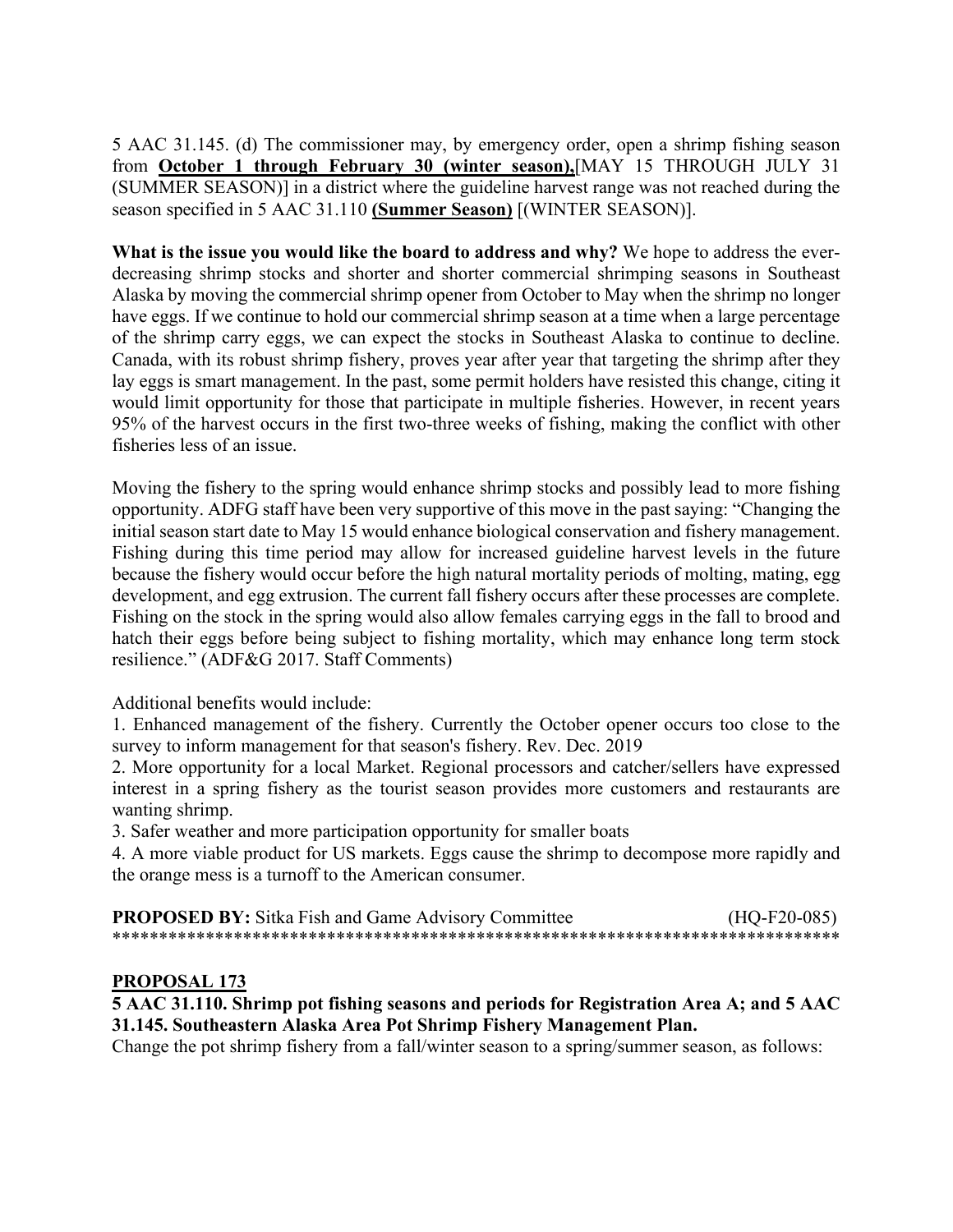5 AAC 31.145. (d) The commissioner may, by emergency order, open a shrimp fishing season from **<u>October 1 through February 30 (winter season),</u>**[MAY 15 THROUGH JULY 31 (SUMMER SEASON)] in a district where the guideline harvest range was not reached during the season specified in 5 AAC 31.110 **<u>(Summer Season)</u>** [(WINTER SEASON)].

**What is the issue you would like the board to address and why?** We hope to address the ever-decreasing shrimp stocks and shorter and shorter commercial shrimping seasons in Southeast Alaska by moving the commercial shrimp opener from October to May when the shrimp no longer have eggs. If we continue to hold our commercial shrimp season at a time when a large percentage of the shrimp carry eggs, we can expect the stocks in Southeast Alaska to continue to decline. Canada, with its robust shrimp fishery, proves year after year that targeting the shrimp after they lay eggs is smart management. In the past, some permit holders have resisted this change, citing it would limit opportunity for those that participate in multiple fisheries. However, in recent years 95% of the harvest occurs in the first two-three weeks of fishing, making the conflict with other fisheries less of an issue.

Moving the fishery to the spring would enhance shrimp stocks and possibly lead to more fishing opportunity. ADFG staff have been very supportive of this move in the past saying: "Changing the initial season start date to May 15 would enhance biological conservation and fishery management. Fishing during this time period may allow for increased guideline harvest levels in the future because the fishery would occur before the high natural mortality periods of molting, mating, egg development, and egg extrusion. The current fall fishery occurs after these processes are complete. Fishing on the stock in the spring would also allow females carrying eggs in the fall to brood and hatch their eggs before being subject to fishing mortality, which may enhance long term stock resilience." (ADF&G 2017. Staff Comments)

Additional benefits would include:

1. Enhanced management of the fishery. Currently the October opener occurs too close to the survey to inform management for that season's fishery. Rev. Dec. 2019
2. More opportunity for a local Market. Regional processors and catcher/sellers have expressed interest in a spring fishery as the tourist season provides more customers and restaurants are wanting shrimp.
3. Safer weather and more participation opportunity for smaller boats
4. A more viable product for US markets. Eggs cause the shrimp to decompose more rapidly and the orange mess is a turnoff to the American consumer.

**PROPOSED BY:** Sitka Fish and Game Advisory Committee (HQ-F20-085)

******************************************************************************

**<u>PROPOSAL 173</u>**

**5 AAC 31.110. Shrimp pot fishing seasons and periods for Registration Area A; and 5 AAC 31.145. Southeastern Alaska Area Pot Shrimp Fishery Management Plan.**

Change the pot shrimp fishery from a fall/winter season to a spring/summer season, as follows: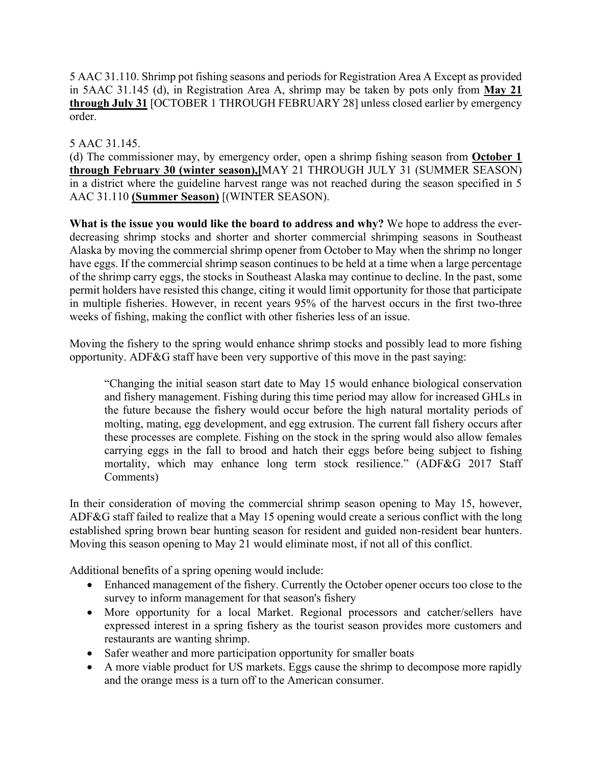5 AAC 31.110. Shrimp pot fishing seasons and periods for Registration Area A Except as provided in 5AAC 31.145 (d), in Registration Area A, shrimp may be taken by pots only from **May 21 through July 31** [OCTOBER 1 THROUGH FEBRUARY 28] unless closed earlier by emergency order.

5 AAC 31.145.
(d) The commissioner may, by emergency order, open a shrimp fishing season from **October 1 through February 30 (winter season),[**MAY 21 THROUGH JULY 31 (SUMMER SEASON) in a district where the guideline harvest range was not reached during the season specified in 5 AAC 31.110 **(Summer Season)** [(WINTER SEASON).

**What is the issue you would like the board to address and why?** We hope to address the ever-decreasing shrimp stocks and shorter and shorter commercial shrimping seasons in Southeast Alaska by moving the commercial shrimp opener from October to May when the shrimp no longer have eggs. If the commercial shrimp season continues to be held at a time when a large percentage of the shrimp carry eggs, the stocks in Southeast Alaska may continue to decline. In the past, some permit holders have resisted this change, citing it would limit opportunity for those that participate in multiple fisheries. However, in recent years 95% of the harvest occurs in the first two-three weeks of fishing, making the conflict with other fisheries less of an issue.

Moving the fishery to the spring would enhance shrimp stocks and possibly lead to more fishing opportunity. ADF&G staff have been very supportive of this move in the past saying:

> "Changing the initial season start date to May 15 would enhance biological conservation and fishery management. Fishing during this time period may allow for increased GHLs in the future because the fishery would occur before the high natural mortality periods of molting, mating, egg development, and egg extrusion. The current fall fishery occurs after these processes are complete. Fishing on the stock in the spring would also allow females carrying eggs in the fall to brood and hatch their eggs before being subject to fishing mortality, which may enhance long term stock resilience." (ADF&G 2017 Staff Comments)

In their consideration of moving the commercial shrimp season opening to May 15, however, ADF&G staff failed to realize that a May 15 opening would create a serious conflict with the long established spring brown bear hunting season for resident and guided non-resident bear hunters. Moving this season opening to May 21 would eliminate most, if not all of this conflict.

Additional benefits of a spring opening would include:

- Enhanced management of the fishery. Currently the October opener occurs too close to the survey to inform management for that season's fishery
- More opportunity for a local Market. Regional processors and catcher/sellers have expressed interest in a spring fishery as the tourist season provides more customers and restaurants are wanting shrimp.
- Safer weather and more participation opportunity for smaller boats
- A more viable product for US markets. Eggs cause the shrimp to decompose more rapidly and the orange mess is a turn off to the American consumer.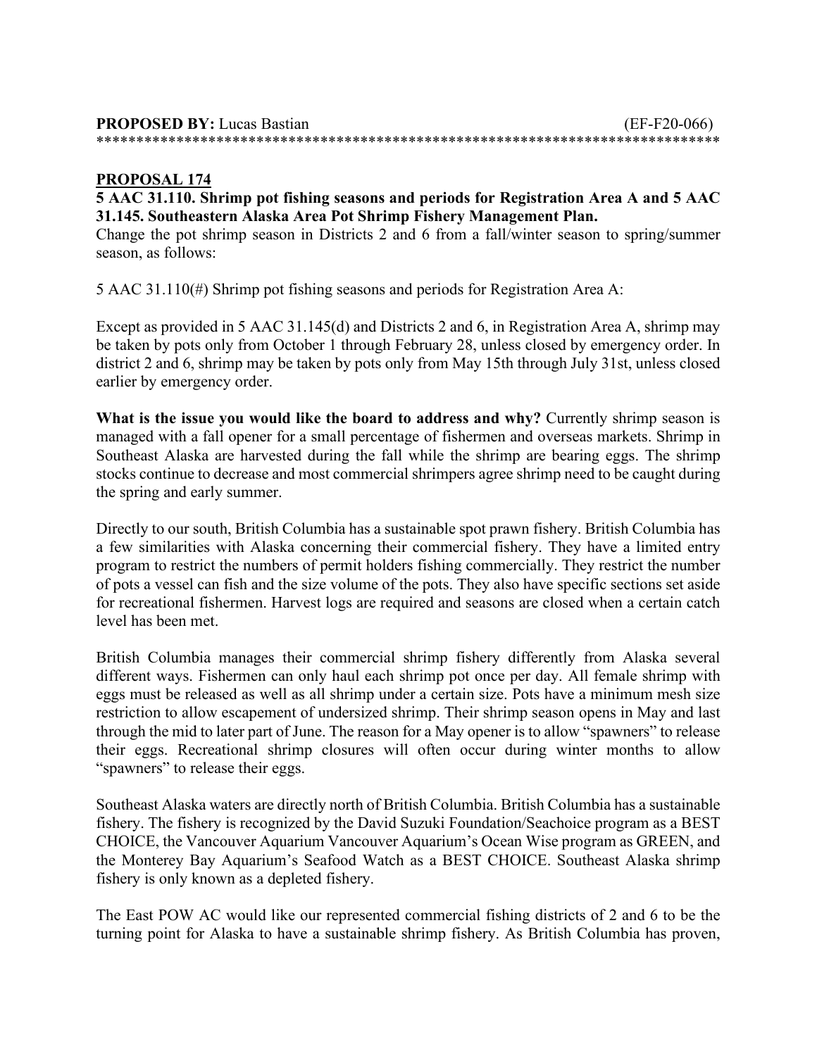**PROPOSED BY:** Lucas Bastian (EF-F20-066)
******************************************************************************

**PROPOSAL 174**

**5 AAC 31.110. Shrimp pot fishing seasons and periods for Registration Area A and 5 AAC 31.145. Southeastern Alaska Area Pot Shrimp Fishery Management Plan.**

Change the pot shrimp season in Districts 2 and 6 from a fall/winter season to spring/summer season, as follows:

5 AAC 31.110(#) Shrimp pot fishing seasons and periods for Registration Area A:

Except as provided in 5 AAC 31.145(d) and Districts 2 and 6, in Registration Area A, shrimp may be taken by pots only from October 1 through February 28, unless closed by emergency order. In district 2 and 6, shrimp may be taken by pots only from May 15th through July 31st, unless closed earlier by emergency order.

**What is the issue you would like the board to address and why?** Currently shrimp season is managed with a fall opener for a small percentage of fishermen and overseas markets. Shrimp in Southeast Alaska are harvested during the fall while the shrimp are bearing eggs. The shrimp stocks continue to decrease and most commercial shrimpers agree shrimp need to be caught during the spring and early summer.

Directly to our south, British Columbia has a sustainable spot prawn fishery. British Columbia has a few similarities with Alaska concerning their commercial fishery. They have a limited entry program to restrict the numbers of permit holders fishing commercially. They restrict the number of pots a vessel can fish and the size volume of the pots. They also have specific sections set aside for recreational fishermen. Harvest logs are required and seasons are closed when a certain catch level has been met.

British Columbia manages their commercial shrimp fishery differently from Alaska several different ways. Fishermen can only haul each shrimp pot once per day. All female shrimp with eggs must be released as well as all shrimp under a certain size. Pots have a minimum mesh size restriction to allow escapement of undersized shrimp. Their shrimp season opens in May and last through the mid to later part of June. The reason for a May opener is to allow "spawners" to release their eggs. Recreational shrimp closures will often occur during winter months to allow "spawners" to release their eggs.

Southeast Alaska waters are directly north of British Columbia. British Columbia has a sustainable fishery. The fishery is recognized by the David Suzuki Foundation/Seachoice program as a BEST CHOICE, the Vancouver Aquarium Vancouver Aquarium's Ocean Wise program as GREEN, and the Monterey Bay Aquarium's Seafood Watch as a BEST CHOICE. Southeast Alaska shrimp fishery is only known as a depleted fishery.

The East POW AC would like our represented commercial fishing districts of 2 and 6 to be the turning point for Alaska to have a sustainable shrimp fishery. As British Columbia has proven,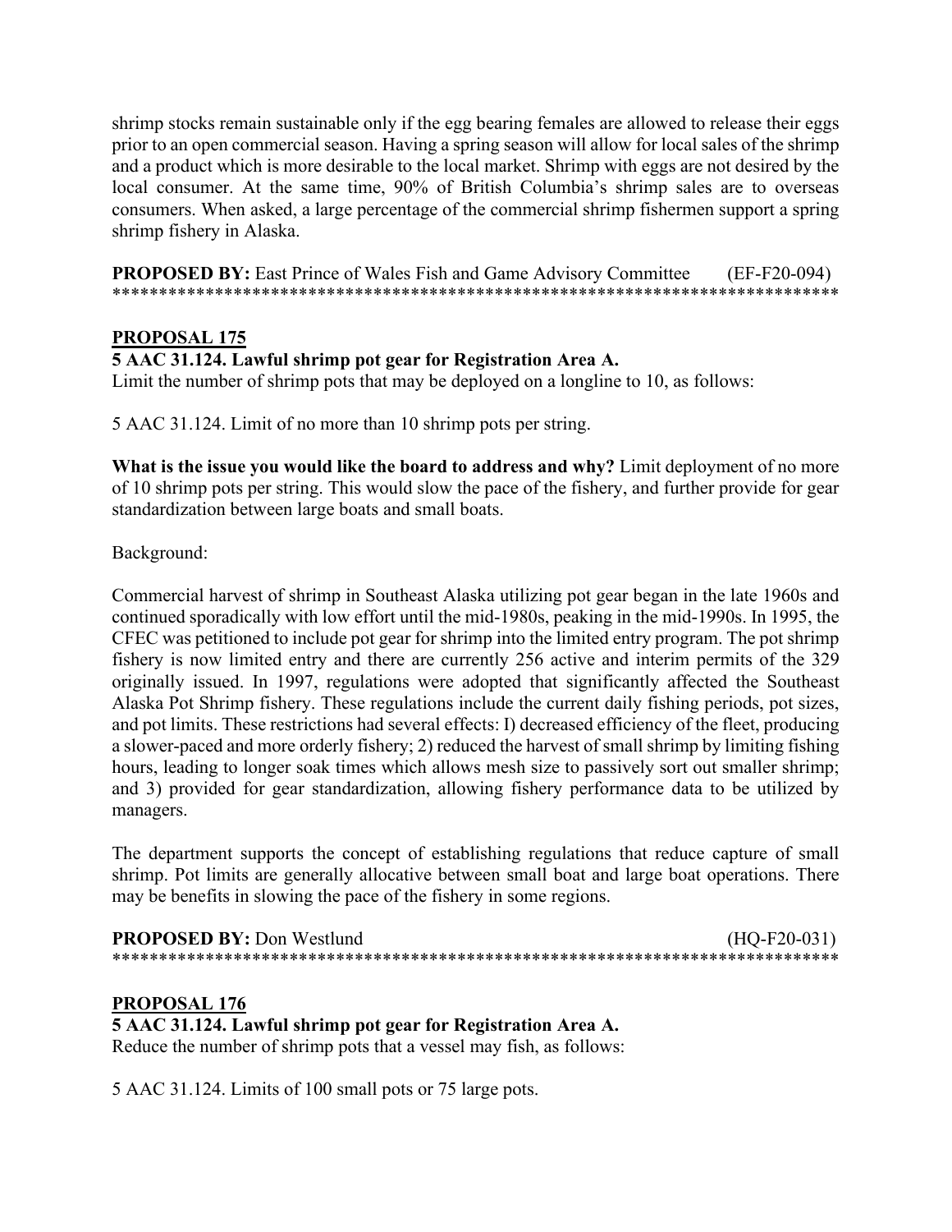shrimp stocks remain sustainable only if the egg bearing females are allowed to release their eggs prior to an open commercial season. Having a spring season will allow for local sales of the shrimp and a product which is more desirable to the local market. Shrimp with eggs are not desired by the local consumer. At the same time, 90% of British Columbia's shrimp sales are to overseas consumers. When asked, a large percentage of the commercial shrimp fishermen support a spring shrimp fishery in Alaska.

**PROPOSED BY:** East Prince of Wales Fish and Game Advisory Committee (EF-F20-094)
******************************************************************************

## PROPOSAL 175

**5 AAC 31.124. Lawful shrimp pot gear for Registration Area A.**

Limit the number of shrimp pots that may be deployed on a longline to 10, as follows:

5 AAC 31.124. Limit of no more than 10 shrimp pots per string.

**What is the issue you would like the board to address and why?** Limit deployment of no more of 10 shrimp pots per string. This would slow the pace of the fishery, and further provide for gear standardization between large boats and small boats.

Background:

Commercial harvest of shrimp in Southeast Alaska utilizing pot gear began in the late 1960s and continued sporadically with low effort until the mid-1980s, peaking in the mid-1990s. In 1995, the CFEC was petitioned to include pot gear for shrimp into the limited entry program. The pot shrimp fishery is now limited entry and there are currently 256 active and interim permits of the 329 originally issued. In 1997, regulations were adopted that significantly affected the Southeast Alaska Pot Shrimp fishery. These regulations include the current daily fishing periods, pot sizes, and pot limits. These restrictions had several effects: I) decreased efficiency of the fleet, producing a slower-paced and more orderly fishery; 2) reduced the harvest of small shrimp by limiting fishing hours, leading to longer soak times which allows mesh size to passively sort out smaller shrimp; and 3) provided for gear standardization, allowing fishery performance data to be utilized by managers.

The department supports the concept of establishing regulations that reduce capture of small shrimp. Pot limits are generally allocative between small boat and large boat operations. There may be benefits in slowing the pace of the fishery in some regions.

**PROPOSED BY:** Don Westlund (HQ-F20-031)
******************************************************************************

## PROPOSAL 176

**5 AAC 31.124. Lawful shrimp pot gear for Registration Area A.**

Reduce the number of shrimp pots that a vessel may fish, as follows:

5 AAC 31.124. Limits of 100 small pots or 75 large pots.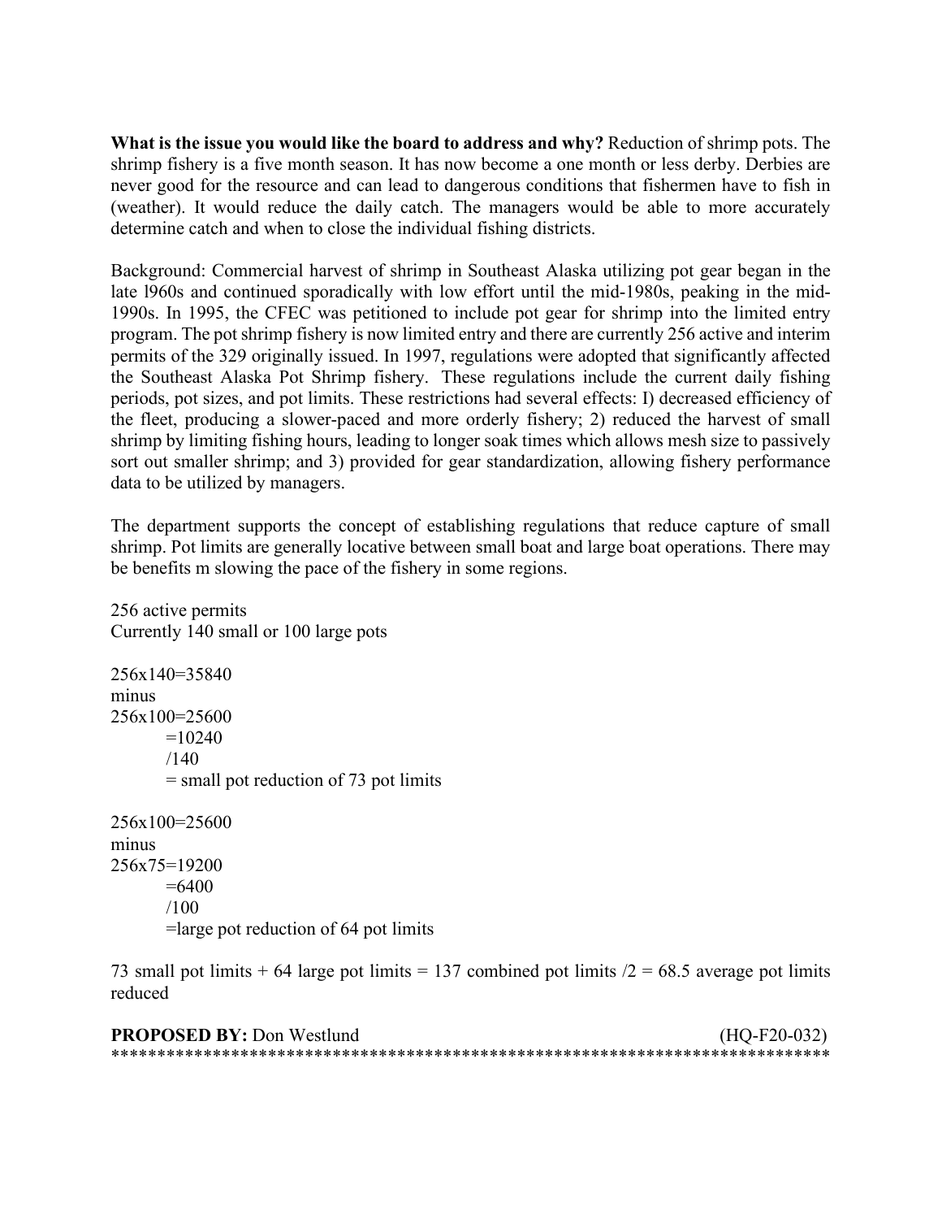**What is the issue you would like the board to address and why?** Reduction of shrimp pots. The shrimp fishery is a five month season. It has now become a one month or less derby. Derbies are never good for the resource and can lead to dangerous conditions that fishermen have to fish in (weather). It would reduce the daily catch. The managers would be able to more accurately determine catch and when to close the individual fishing districts.

Background: Commercial harvest of shrimp in Southeast Alaska utilizing pot gear began in the late l960s and continued sporadically with low effort until the mid-1980s, peaking in the mid-1990s. In 1995, the CFEC was petitioned to include pot gear for shrimp into the limited entry program. The pot shrimp fishery is now limited entry and there are currently 256 active and interim permits of the 329 originally issued. In 1997, regulations were adopted that significantly affected the Southeast Alaska Pot Shrimp fishery. These regulations include the current daily fishing periods, pot sizes, and pot limits. These restrictions had several effects: I) decreased efficiency of the fleet, producing a slower-paced and more orderly fishery; 2) reduced the harvest of small shrimp by limiting fishing hours, leading to longer soak times which allows mesh size to passively sort out smaller shrimp; and 3) provided for gear standardization, allowing fishery performance data to be utilized by managers.

The department supports the concept of establishing regulations that reduce capture of small shrimp. Pot limits are generally locative between small boat and large boat operations. There may be benefits m slowing the pace of the fishery in some regions.

256 active permits
Currently 140 small or 100 large pots

256x140=35840
minus
256x100=25600
=10240
/140
= small pot reduction of 73 pot limits

256x100=25600
minus
256x75=19200
=6400
/100
=large pot reduction of 64 pot limits

73 small pot limits + 64 large pot limits = 137 combined pot limits /2 = 68.5 average pot limits reduced

**PROPOSED BY:** Don Westlund (HQ-F20-032)

******************************************************************************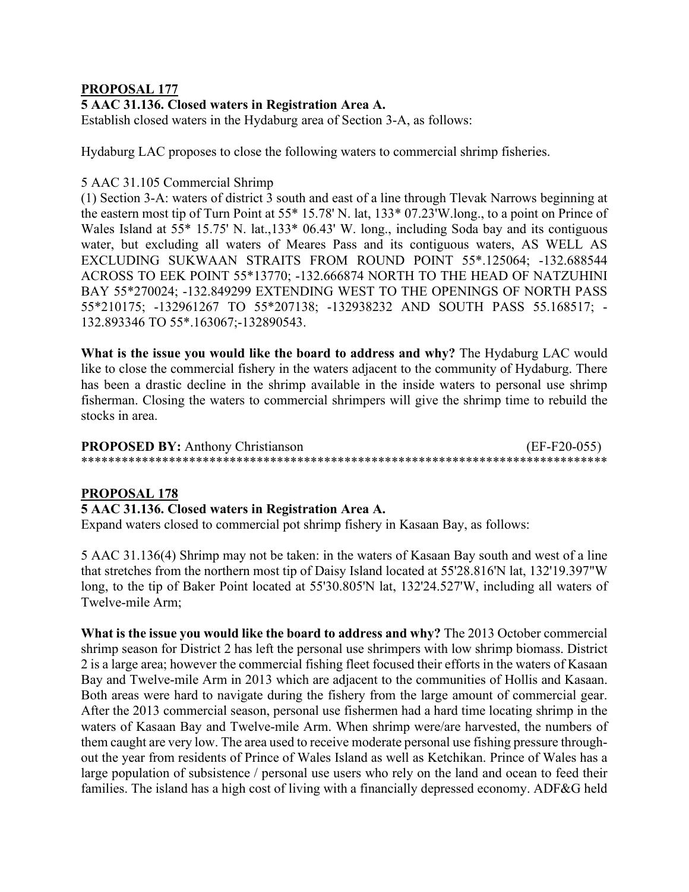**PROPOSAL 177**

**5 AAC 31.136. Closed waters in Registration Area A.**

Establish closed waters in the Hydaburg area of Section 3-A, as follows:

Hydaburg LAC proposes to close the following waters to commercial shrimp fisheries.

5 AAC 31.105 Commercial Shrimp

(1) Section 3-A: waters of district 3 south and east of a line through Tlevak Narrows beginning at the eastern most tip of Turn Point at 55* 15.78' N. lat, 133* 07.23'W.long., to a point on Prince of Wales Island at 55* 15.75' N. lat.,133* 06.43' W. long., including Soda bay and its contiguous water, but excluding all waters of Meares Pass and its contiguous waters, AS WELL AS EXCLUDING SUKWAAN STRAITS FROM ROUND POINT 55*.125064; -132.688544 ACROSS TO EEK POINT 55*13770; -132.666874 NORTH TO THE HEAD OF NATZUHINI BAY 55*270024; -132.849299 EXTENDING WEST TO THE OPENINGS OF NORTH PASS 55*210175; -132961267 TO 55*207138; -132938232 AND SOUTH PASS 55.168517; -132.893346 TO 55*.163067;-132890543.

**What is the issue you would like the board to address and why?** The Hydaburg LAC would like to close the commercial fishery in the waters adjacent to the community of Hydaburg. There has been a drastic decline in the shrimp available in the inside waters to personal use shrimp fisherman. Closing the waters to commercial shrimpers will give the shrimp time to rebuild the stocks in area.

**PROPOSED BY:** Anthony Christianson (EF-F20-055)

******************************************************************************

**PROPOSAL 178**

**5 AAC 31.136. Closed waters in Registration Area A.**

Expand waters closed to commercial pot shrimp fishery in Kasaan Bay, as follows:

5 AAC 31.136(4) Shrimp may not be taken: in the waters of Kasaan Bay south and west of a line that stretches from the northern most tip of Daisy Island located at 55'28.816'N lat, 132'19.397"W long, to the tip of Baker Point located at 55'30.805'N lat, 132'24.527'W, including all waters of Twelve-mile Arm;

**What is the issue you would like the board to address and why?** The 2013 October commercial shrimp season for District 2 has left the personal use shrimpers with low shrimp biomass. District 2 is a large area; however the commercial fishing fleet focused their efforts in the waters of Kasaan Bay and Twelve-mile Arm in 2013 which are adjacent to the communities of Hollis and Kasaan. Both areas were hard to navigate during the fishery from the large amount of commercial gear. After the 2013 commercial season, personal use fishermen had a hard time locating shrimp in the waters of Kasaan Bay and Twelve-mile Arm. When shrimp were/are harvested, the numbers of them caught are very low. The area used to receive moderate personal use fishing pressure through-out the year from residents of Prince of Wales Island as well as Ketchikan. Prince of Wales has a large population of subsistence / personal use users who rely on the land and ocean to feed their families. The island has a high cost of living with a financially depressed economy. ADF&G held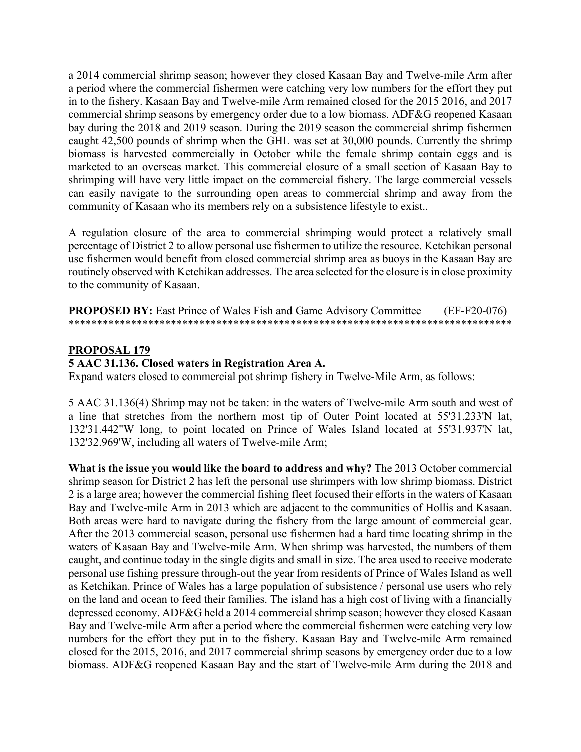a 2014 commercial shrimp season; however they closed Kasaan Bay and Twelve-mile Arm after a period where the commercial fishermen were catching very low numbers for the effort they put in to the fishery. Kasaan Bay and Twelve-mile Arm remained closed for the 2015 2016, and 2017 commercial shrimp seasons by emergency order due to a low biomass. ADF&G reopened Kasaan bay during the 2018 and 2019 season. During the 2019 season the commercial shrimp fishermen caught 42,500 pounds of shrimp when the GHL was set at 30,000 pounds. Currently the shrimp biomass is harvested commercially in October while the female shrimp contain eggs and is marketed to an overseas market. This commercial closure of a small section of Kasaan Bay to shrimping will have very little impact on the commercial fishery. The large commercial vessels can easily navigate to the surrounding open areas to commercial shrimp and away from the community of Kasaan who its members rely on a subsistence lifestyle to exist..

A regulation closure of the area to commercial shrimping would protect a relatively small percentage of District 2 to allow personal use fishermen to utilize the resource. Ketchikan personal use fishermen would benefit from closed commercial shrimp area as buoys in the Kasaan Bay are routinely observed with Ketchikan addresses. The area selected for the closure is in close proximity to the community of Kasaan.

**PROPOSED BY:** East Prince of Wales Fish and Game Advisory Committee (EF-F20-076)
******************************************************************************

## PROPOSAL 179

**5 AAC 31.136. Closed waters in Registration Area A.**

Expand waters closed to commercial pot shrimp fishery in Twelve-Mile Arm, as follows:

5 AAC 31.136(4) Shrimp may not be taken: in the waters of Twelve-mile Arm south and west of a line that stretches from the northern most tip of Outer Point located at 55'31.233'N lat, 132'31.442"W long, to point located on Prince of Wales Island located at 55'31.937'N lat, 132'32.969'W, including all waters of Twelve-mile Arm;

**What is the issue you would like the board to address and why?** The 2013 October commercial shrimp season for District 2 has left the personal use shrimpers with low shrimp biomass. District 2 is a large area; however the commercial fishing fleet focused their efforts in the waters of Kasaan Bay and Twelve-mile Arm in 2013 which are adjacent to the communities of Hollis and Kasaan. Both areas were hard to navigate during the fishery from the large amount of commercial gear. After the 2013 commercial season, personal use fishermen had a hard time locating shrimp in the waters of Kasaan Bay and Twelve-mile Arm. When shrimp was harvested, the numbers of them caught, and continue today in the single digits and small in size. The area used to receive moderate personal use fishing pressure through-out the year from residents of Prince of Wales Island as well as Ketchikan. Prince of Wales has a large population of subsistence / personal use users who rely on the land and ocean to feed their families. The island has a high cost of living with a financially depressed economy. ADF&G held a 2014 commercial shrimp season; however they closed Kasaan Bay and Twelve-mile Arm after a period where the commercial fishermen were catching very low numbers for the effort they put in to the fishery. Kasaan Bay and Twelve-mile Arm remained closed for the 2015, 2016, and 2017 commercial shrimp seasons by emergency order due to a low biomass. ADF&G reopened Kasaan Bay and the start of Twelve-mile Arm during the 2018 and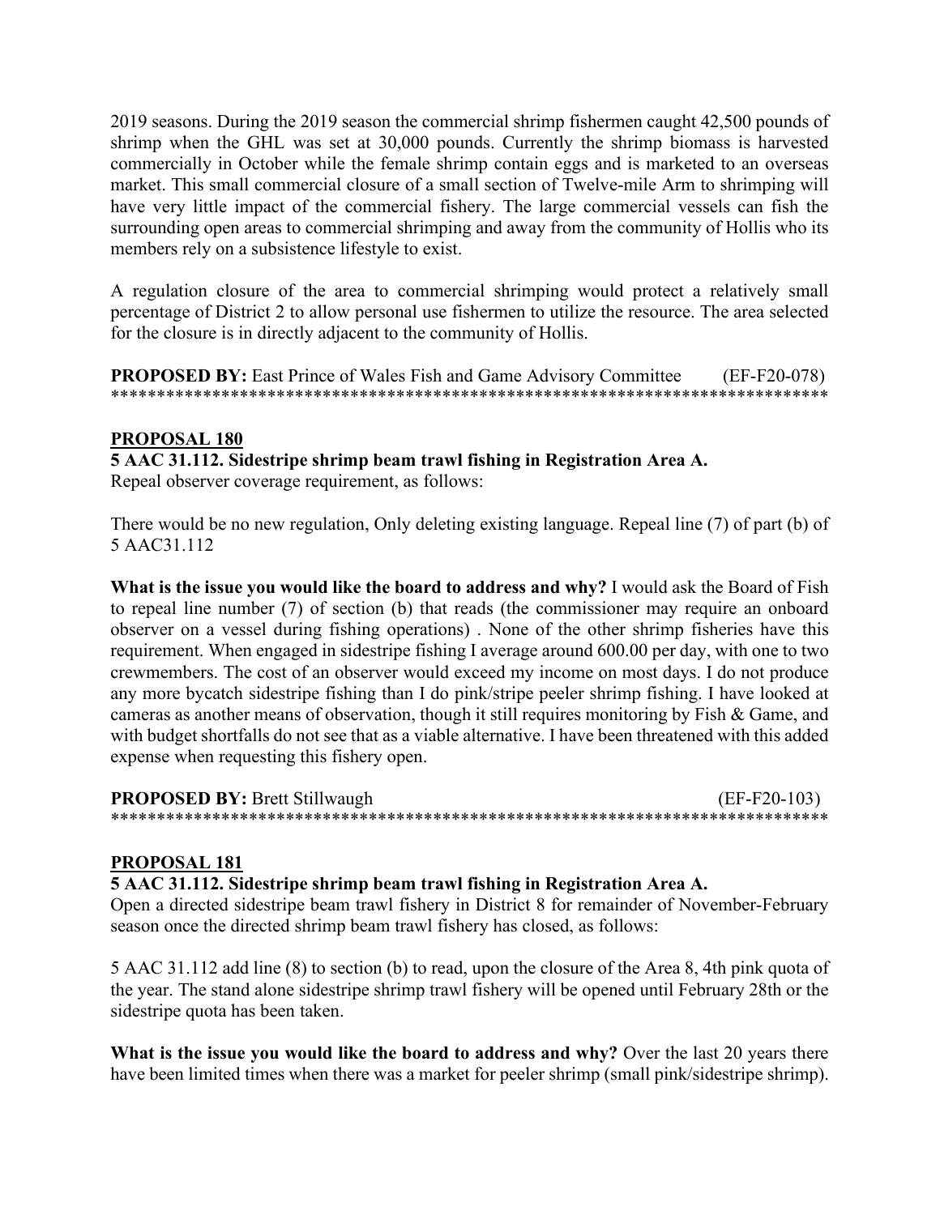2019 seasons. During the 2019 season the commercial shrimp fishermen caught 42,500 pounds of shrimp when the GHL was set at 30,000 pounds. Currently the shrimp biomass is harvested commercially in October while the female shrimp contain eggs and is marketed to an overseas market. This small commercial closure of a small section of Twelve-mile Arm to shrimping will have very little impact of the commercial fishery. The large commercial vessels can fish the surrounding open areas to commercial shrimping and away from the community of Hollis who its members rely on a subsistence lifestyle to exist.

A regulation closure of the area to commercial shrimping would protect a relatively small percentage of District 2 to allow personal use fishermen to utilize the resource. The area selected for the closure is in directly adjacent to the community of Hollis.

**PROPOSED BY:** East Prince of Wales Fish and Game Advisory Committee (EF-F20-078)
******************************************************************************

## PROPOSAL 180

**5 AAC 31.112. Sidestripe shrimp beam trawl fishing in Registration Area A.**
Repeal observer coverage requirement, as follows:

There would be no new regulation, Only deleting existing language. Repeal line (7) of part (b) of 5 AAC31.112

**What is the issue you would like the board to address and why?** I would ask the Board of Fish to repeal line number (7) of section (b) that reads (the commissioner may require an onboard observer on a vessel during fishing operations) . None of the other shrimp fisheries have this requirement. When engaged in sidestripe fishing I average around 600.00 per day, with one to two crewmembers. The cost of an observer would exceed my income on most days. I do not produce any more bycatch sidestripe fishing than I do pink/stripe peeler shrimp fishing. I have looked at cameras as another means of observation, though it still requires monitoring by Fish & Game, and with budget shortfalls do not see that as a viable alternative. I have been threatened with this added expense when requesting this fishery open.

**PROPOSED BY:** Brett Stillwaugh (EF-F20-103)
******************************************************************************

## PROPOSAL 181

**5 AAC 31.112. Sidestripe shrimp beam trawl fishing in Registration Area A.**
Open a directed sidestripe beam trawl fishery in District 8 for remainder of November-February season once the directed shrimp beam trawl fishery has closed, as follows:

5 AAC 31.112 add line (8) to section (b) to read, upon the closure of the Area 8, 4th pink quota of the year. The stand alone sidestripe shrimp trawl fishery will be opened until February 28th or the sidestripe quota has been taken.

**What is the issue you would like the board to address and why?** Over the last 20 years there have been limited times when there was a market for peeler shrimp (small pink/sidestripe shrimp).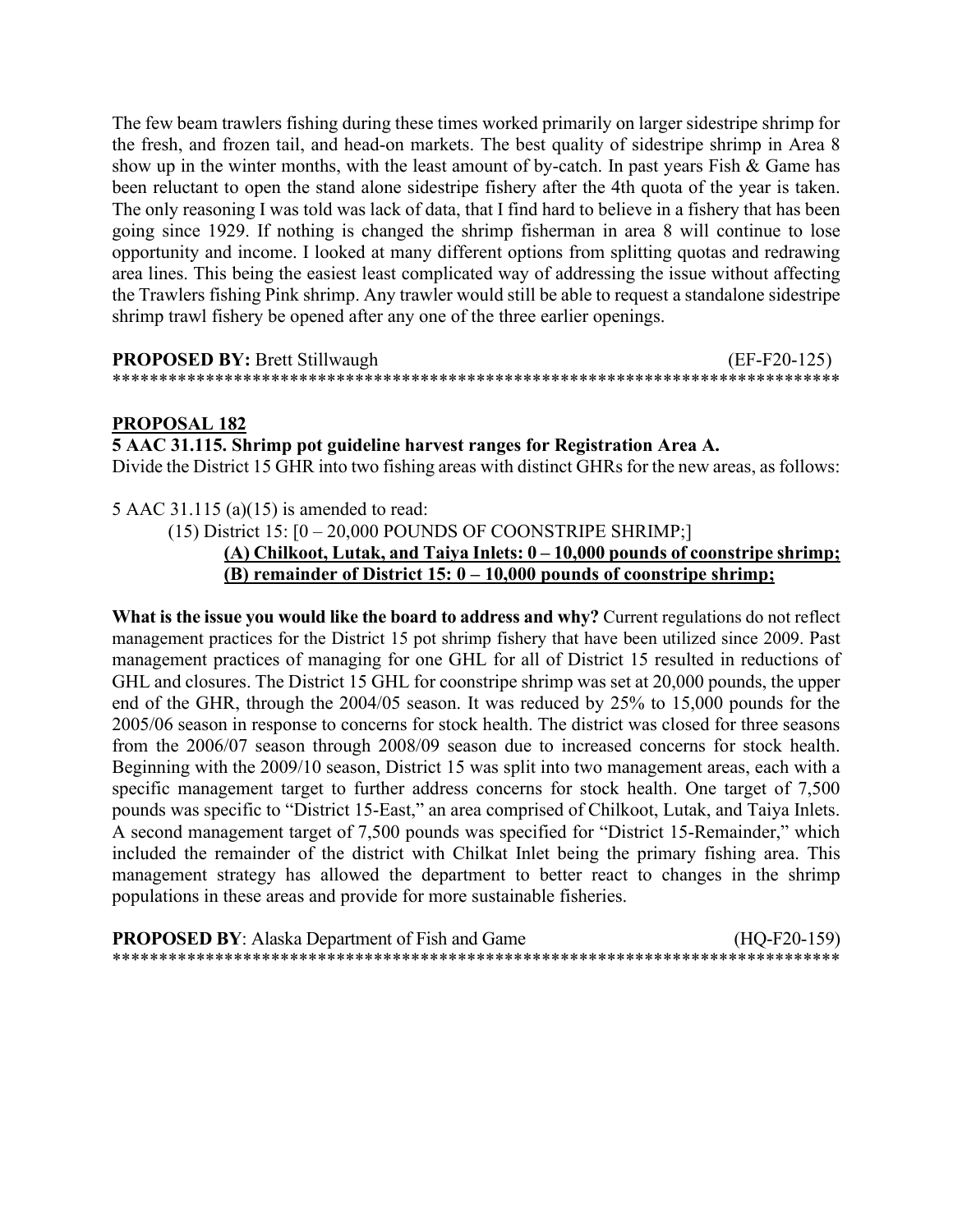The few beam trawlers fishing during these times worked primarily on larger sidestripe shrimp for the fresh, and frozen tail, and head-on markets. The best quality of sidestripe shrimp in Area 8 show up in the winter months, with the least amount of by-catch. In past years Fish & Game has been reluctant to open the stand alone sidestripe fishery after the 4th quota of the year is taken. The only reasoning I was told was lack of data, that I find hard to believe in a fishery that has been going since 1929. If nothing is changed the shrimp fisherman in area 8 will continue to lose opportunity and income. I looked at many different options from splitting quotas and redrawing area lines. This being the easiest least complicated way of addressing the issue without affecting the Trawlers fishing Pink shrimp. Any trawler would still be able to request a standalone sidestripe shrimp trawl fishery be opened after any one of the three earlier openings.

**PROPOSED BY:** Brett Stillwaugh (EF-F20-125)

******************************************************************************

**PROPOSAL 182**

**5 AAC 31.115. Shrimp pot guideline harvest ranges for Registration Area A.**

Divide the District 15 GHR into two fishing areas with distinct GHRs for the new areas, as follows:

5 AAC 31.115 (a)(15) is amended to read:

(15) District 15: [0 – 20,000 POUNDS OF COONSTRIPE SHRIMP;]

**(A) Chilkoot, Lutak, and Taiya Inlets: 0 – 10,000 pounds of coonstripe shrimp;**

**(B) remainder of District 15: 0 – 10,000 pounds of coonstripe shrimp;**

**What is the issue you would like the board to address and why?** Current regulations do not reflect management practices for the District 15 pot shrimp fishery that have been utilized since 2009. Past management practices of managing for one GHL for all of District 15 resulted in reductions of GHL and closures. The District 15 GHL for coonstripe shrimp was set at 20,000 pounds, the upper end of the GHR, through the 2004/05 season. It was reduced by 25% to 15,000 pounds for the 2005/06 season in response to concerns for stock health. The district was closed for three seasons from the 2006/07 season through 2008/09 season due to increased concerns for stock health. Beginning with the 2009/10 season, District 15 was split into two management areas, each with a specific management target to further address concerns for stock health. One target of 7,500 pounds was specific to "District 15-East," an area comprised of Chilkoot, Lutak, and Taiya Inlets. A second management target of 7,500 pounds was specified for "District 15-Remainder," which included the remainder of the district with Chilkat Inlet being the primary fishing area. This management strategy has allowed the department to better react to changes in the shrimp populations in these areas and provide for more sustainable fisheries.

**PROPOSED BY**: Alaska Department of Fish and Game (HQ-F20-159)

******************************************************************************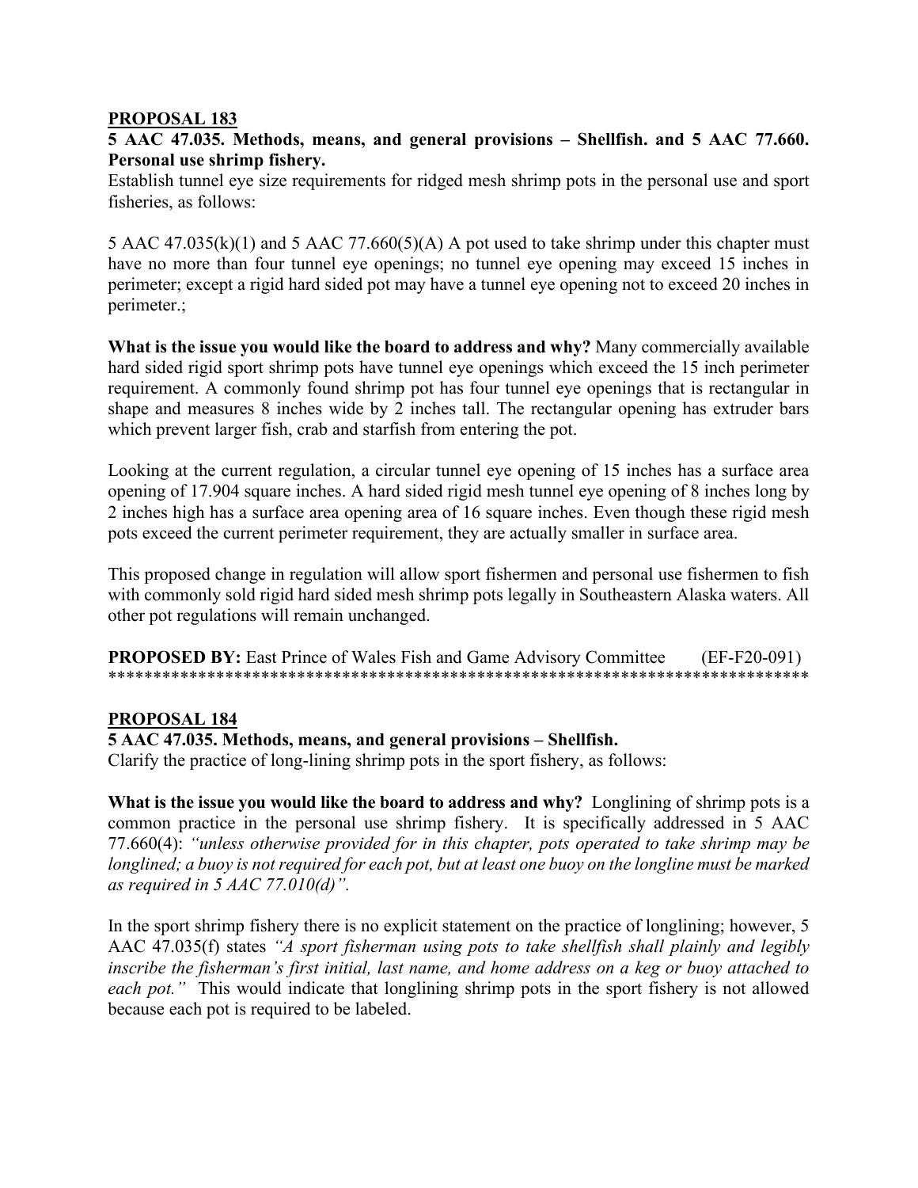**PROPOSAL 183**

**5 AAC 47.035. Methods, means, and general provisions – Shellfish. and 5 AAC 77.660. Personal use shrimp fishery.**

Establish tunnel eye size requirements for ridged mesh shrimp pots in the personal use and sport fisheries, as follows:

5 AAC 47.035(k)(1) and 5 AAC 77.660(5)(A) A pot used to take shrimp under this chapter must have no more than four tunnel eye openings; no tunnel eye opening may exceed 15 inches in perimeter; except a rigid hard sided pot may have a tunnel eye opening not to exceed 20 inches in perimeter.;

**What is the issue you would like the board to address and why?** Many commercially available hard sided rigid sport shrimp pots have tunnel eye openings which exceed the 15 inch perimeter requirement. A commonly found shrimp pot has four tunnel eye openings that is rectangular in shape and measures 8 inches wide by 2 inches tall. The rectangular opening has extruder bars which prevent larger fish, crab and starfish from entering the pot.

Looking at the current regulation, a circular tunnel eye opening of 15 inches has a surface area opening of 17.904 square inches. A hard sided rigid mesh tunnel eye opening of 8 inches long by 2 inches high has a surface area opening area of 16 square inches. Even though these rigid mesh pots exceed the current perimeter requirement, they are actually smaller in surface area.

This proposed change in regulation will allow sport fishermen and personal use fishermen to fish with commonly sold rigid hard sided mesh shrimp pots legally in Southeastern Alaska waters. All other pot regulations will remain unchanged.

**PROPOSED BY:** East Prince of Wales Fish and Game Advisory Committee (EF-F20-091)

******************************************************************************

**PROPOSAL 184**

**5 AAC 47.035. Methods, means, and general provisions – Shellfish.**

Clarify the practice of long-lining shrimp pots in the sport fishery, as follows:

**What is the issue you would like the board to address and why?** Longlining of shrimp pots is a common practice in the personal use shrimp fishery. It is specifically addressed in 5 AAC 77.660(4): *"unless otherwise provided for in this chapter, pots operated to take shrimp may be longlined; a buoy is not required for each pot, but at least one buoy on the longline must be marked as required in 5 AAC 77.010(d)".*

In the sport shrimp fishery there is no explicit statement on the practice of longlining; however, 5 AAC 47.035(f) states *"A sport fisherman using pots to take shellfish shall plainly and legibly inscribe the fisherman's first initial, last name, and home address on a keg or buoy attached to each pot."* This would indicate that longlining shrimp pots in the sport fishery is not allowed because each pot is required to be labeled.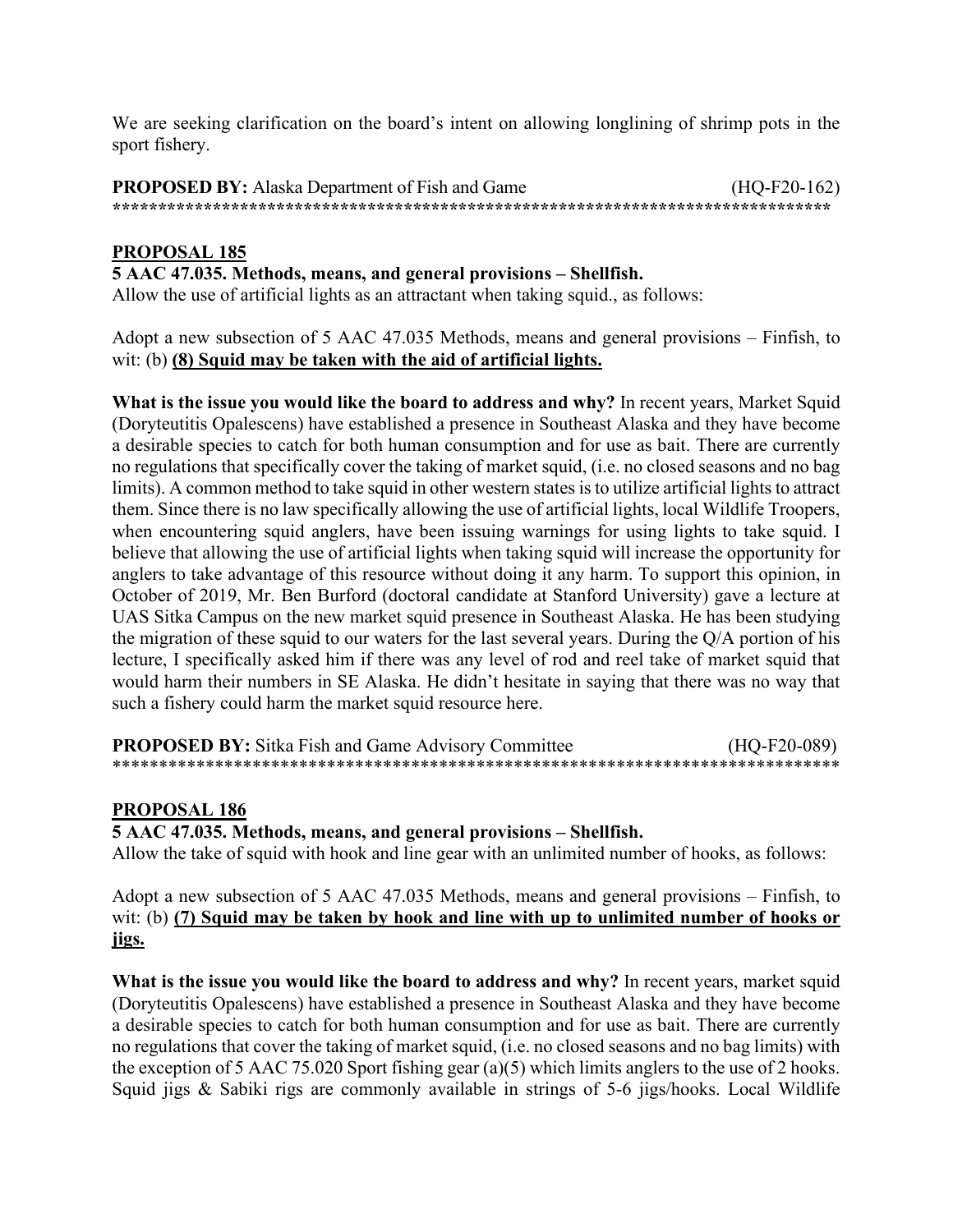We are seeking clarification on the board's intent on allowing longlining of shrimp pots in the sport fishery.

**PROPOSED BY:** Alaska Department of Fish and Game (HQ-F20-162)

*******************************************************************************

## PROPOSAL 185

**5 AAC 47.035. Methods, means, and general provisions – Shellfish.**

Allow the use of artificial lights as an attractant when taking squid., as follows:

Adopt a new subsection of 5 AAC 47.035 Methods, means and general provisions – Finfish, to wit: (b) **(8) Squid may be taken with the aid of artificial lights.**

**What is the issue you would like the board to address and why?** In recent years, Market Squid (Doryteutitis Opalescens) have established a presence in Southeast Alaska and they have become a desirable species to catch for both human consumption and for use as bait. There are currently no regulations that specifically cover the taking of market squid, (i.e. no closed seasons and no bag limits). A common method to take squid in other western states is to utilize artificial lights to attract them. Since there is no law specifically allowing the use of artificial lights, local Wildlife Troopers, when encountering squid anglers, have been issuing warnings for using lights to take squid. I believe that allowing the use of artificial lights when taking squid will increase the opportunity for anglers to take advantage of this resource without doing it any harm. To support this opinion, in October of 2019, Mr. Ben Burford (doctoral candidate at Stanford University) gave a lecture at UAS Sitka Campus on the new market squid presence in Southeast Alaska. He has been studying the migration of these squid to our waters for the last several years. During the Q/A portion of his lecture, I specifically asked him if there was any level of rod and reel take of market squid that would harm their numbers in SE Alaska. He didn't hesitate in saying that there was no way that such a fishery could harm the market squid resource here.

**PROPOSED BY:** Sitka Fish and Game Advisory Committee (HQ-F20-089)

*******************************************************************************

## PROPOSAL 186

**5 AAC 47.035. Methods, means, and general provisions – Shellfish.**

Allow the take of squid with hook and line gear with an unlimited number of hooks, as follows:

Adopt a new subsection of 5 AAC 47.035 Methods, means and general provisions – Finfish, to wit: (b) **(7) Squid may be taken by hook and line with up to unlimited number of hooks or jigs.**

**What is the issue you would like the board to address and why?** In recent years, market squid (Doryteutitis Opalescens) have established a presence in Southeast Alaska and they have become a desirable species to catch for both human consumption and for use as bait. There are currently no regulations that cover the taking of market squid, (i.e. no closed seasons and no bag limits) with the exception of 5 AAC 75.020 Sport fishing gear (a)(5) which limits anglers to the use of 2 hooks. Squid jigs & Sabiki rigs are commonly available in strings of 5-6 jigs/hooks. Local Wildlife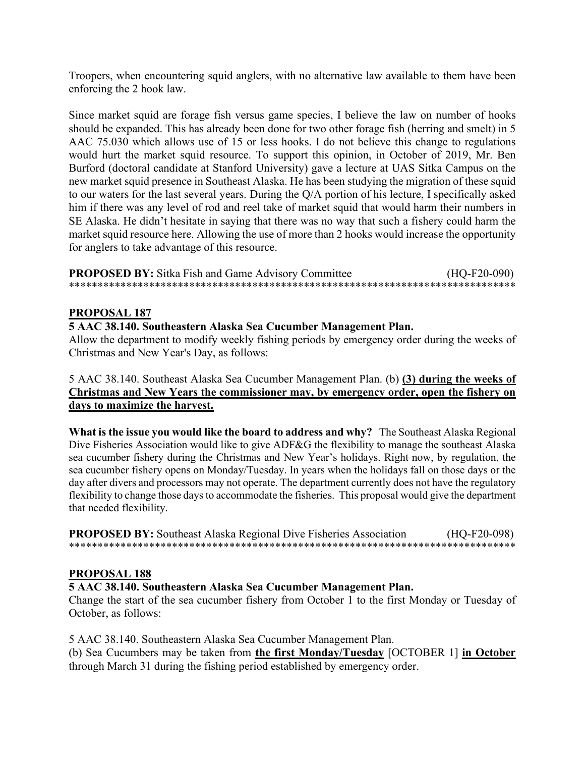Troopers, when encountering squid anglers, with no alternative law available to them have been enforcing the 2 hook law.

Since market squid are forage fish versus game species, I believe the law on number of hooks should be expanded. This has already been done for two other forage fish (herring and smelt) in 5 AAC 75.030 which allows use of 15 or less hooks. I do not believe this change to regulations would hurt the market squid resource. To support this opinion, in October of 2019, Mr. Ben Burford (doctoral candidate at Stanford University) gave a lecture at UAS Sitka Campus on the new market squid presence in Southeast Alaska. He has been studying the migration of these squid to our waters for the last several years. During the Q/A portion of his lecture, I specifically asked him if there was any level of rod and reel take of market squid that would harm their numbers in SE Alaska. He didn't hesitate in saying that there was no way that such a fishery could harm the market squid resource here. Allowing the use of more than 2 hooks would increase the opportunity for anglers to take advantage of this resource.

**PROPOSED BY:** Sitka Fish and Game Advisory Committee (HQ-F20-090)

******************************************************************************

## PROPOSAL 187

**5 AAC 38.140. Southeastern Alaska Sea Cucumber Management Plan.**

Allow the department to modify weekly fishing periods by emergency order during the weeks of Christmas and New Year's Day, as follows:

5 AAC 38.140. Southeast Alaska Sea Cucumber Management Plan. (b) **<u>(3) during the weeks of Christmas and New Years the commissioner may, by emergency order, open the fishery on days to maximize the harvest.</u>**

**What is the issue you would like the board to address and why?** The Southeast Alaska Regional Dive Fisheries Association would like to give ADF&G the flexibility to manage the southeast Alaska sea cucumber fishery during the Christmas and New Year's holidays. Right now, by regulation, the sea cucumber fishery opens on Monday/Tuesday. In years when the holidays fall on those days or the day after divers and processors may not operate. The department currently does not have the regulatory flexibility to change those days to accommodate the fisheries. This proposal would give the department that needed flexibility.

**PROPOSED BY:** Southeast Alaska Regional Dive Fisheries Association (HQ-F20-098)

******************************************************************************

## PROPOSAL 188

**5 AAC 38.140. Southeastern Alaska Sea Cucumber Management Plan.**

Change the start of the sea cucumber fishery from October 1 to the first Monday or Tuesday of October, as follows:

5 AAC 38.140. Southeastern Alaska Sea Cucumber Management Plan.

(b) Sea Cucumbers may be taken from **<u>the first Monday/Tuesday</u>** [OCTOBER 1] **<u>in October</u>** through March 31 during the fishing period established by emergency order.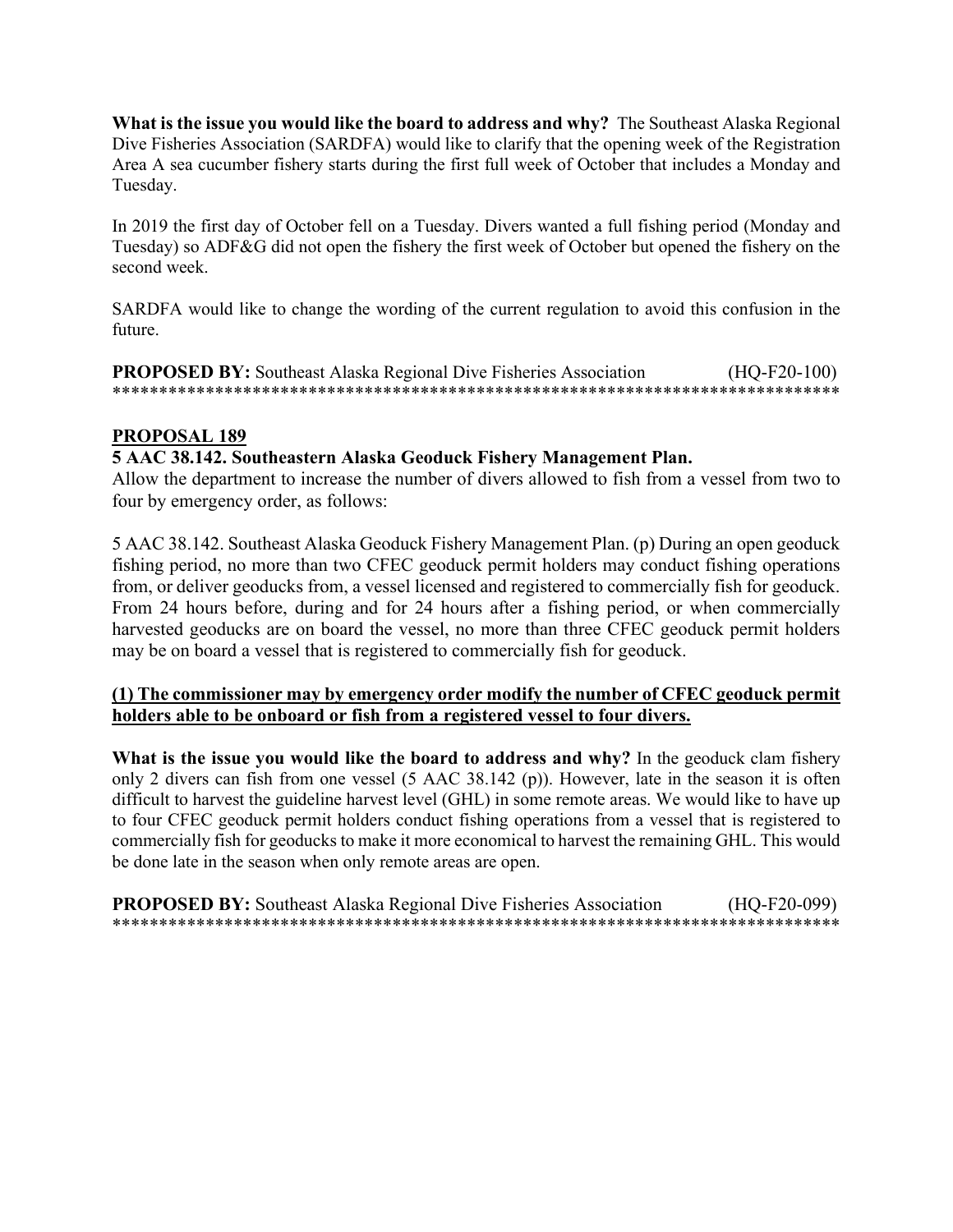**What is the issue you would like the board to address and why?** The Southeast Alaska Regional Dive Fisheries Association (SARDFA) would like to clarify that the opening week of the Registration Area A sea cucumber fishery starts during the first full week of October that includes a Monday and Tuesday.

In 2019 the first day of October fell on a Tuesday. Divers wanted a full fishing period (Monday and Tuesday) so ADF&G did not open the fishery the first week of October but opened the fishery on the second week.

SARDFA would like to change the wording of the current regulation to avoid this confusion in the future.

**PROPOSED BY:** Southeast Alaska Regional Dive Fisheries Association (HQ-F20-100)
******************************************************************************

**PROPOSAL 189**

**5 AAC 38.142. Southeastern Alaska Geoduck Fishery Management Plan.**

Allow the department to increase the number of divers allowed to fish from a vessel from two to four by emergency order, as follows:

5 AAC 38.142. Southeast Alaska Geoduck Fishery Management Plan. (p) During an open geoduck fishing period, no more than two CFEC geoduck permit holders may conduct fishing operations from, or deliver geoducks from, a vessel licensed and registered to commercially fish for geoduck. From 24 hours before, during and for 24 hours after a fishing period, or when commercially harvested geoducks are on board the vessel, no more than three CFEC geoduck permit holders may be on board a vessel that is registered to commercially fish for geoduck.

**(1) The commissioner may by emergency order modify the number of CFEC geoduck permit holders able to be onboard or fish from a registered vessel to four divers.**

**What is the issue you would like the board to address and why?** In the geoduck clam fishery only 2 divers can fish from one vessel (5 AAC 38.142 (p)). However, late in the season it is often difficult to harvest the guideline harvest level (GHL) in some remote areas. We would like to have up to four CFEC geoduck permit holders conduct fishing operations from a vessel that is registered to commercially fish for geoducks to make it more economical to harvest the remaining GHL. This would be done late in the season when only remote areas are open.

**PROPOSED BY:** Southeast Alaska Regional Dive Fisheries Association (HQ-F20-099)
******************************************************************************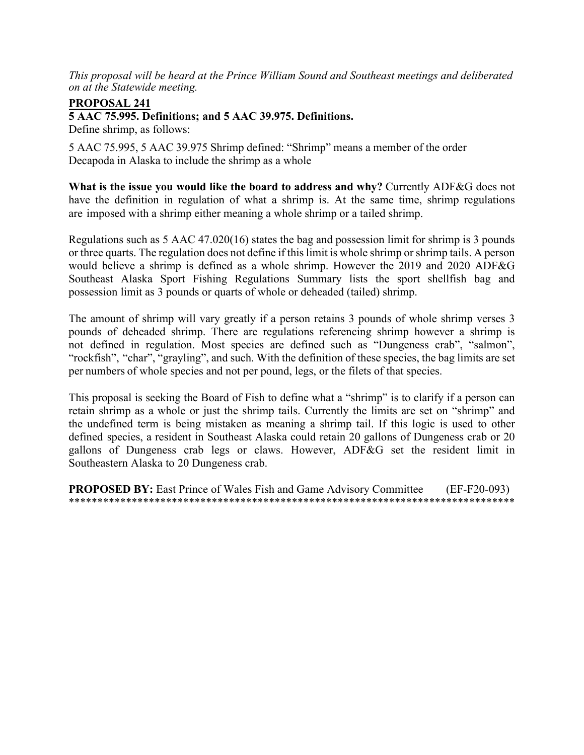*This proposal will be heard at the Prince William Sound and Southeast meetings and deliberated on at the Statewide meeting.*

## PROPOSAL 241

**5 AAC 75.995. Definitions; and 5 AAC 39.975. Definitions.**

Define shrimp, as follows:

5 AAC 75.995, 5 AAC 39.975 Shrimp defined: "Shrimp" means a member of the order Decapoda in Alaska to include the shrimp as a whole

**What is the issue you would like the board to address and why?** Currently ADF&G does not have the definition in regulation of what a shrimp is. At the same time, shrimp regulations are imposed with a shrimp either meaning a whole shrimp or a tailed shrimp.

Regulations such as 5 AAC 47.020(16) states the bag and possession limit for shrimp is 3 pounds or three quarts. The regulation does not define if this limit is whole shrimp or shrimp tails. A person would believe a shrimp is defined as a whole shrimp. However the 2019 and 2020 ADF&G Southeast Alaska Sport Fishing Regulations Summary lists the sport shellfish bag and possession limit as 3 pounds or quarts of whole or deheaded (tailed) shrimp.

The amount of shrimp will vary greatly if a person retains 3 pounds of whole shrimp verses 3 pounds of deheaded shrimp. There are regulations referencing shrimp however a shrimp is not defined in regulation. Most species are defined such as "Dungeness crab", "salmon", "rockfish", "char", "grayling", and such. With the definition of these species, the bag limits are set per numbers of whole species and not per pound, legs, or the filets of that species.

This proposal is seeking the Board of Fish to define what a "shrimp" is to clarify if a person can retain shrimp as a whole or just the shrimp tails. Currently the limits are set on "shrimp" and the undefined term is being mistaken as meaning a shrimp tail. If this logic is used to other defined species, a resident in Southeast Alaska could retain 20 gallons of Dungeness crab or 20 gallons of Dungeness crab legs or claws. However, ADF&G set the resident limit in Southeastern Alaska to 20 Dungeness crab.

**PROPOSED BY:** East Prince of Wales Fish and Game Advisory Committee (EF-F20-093)

******************************************************************************